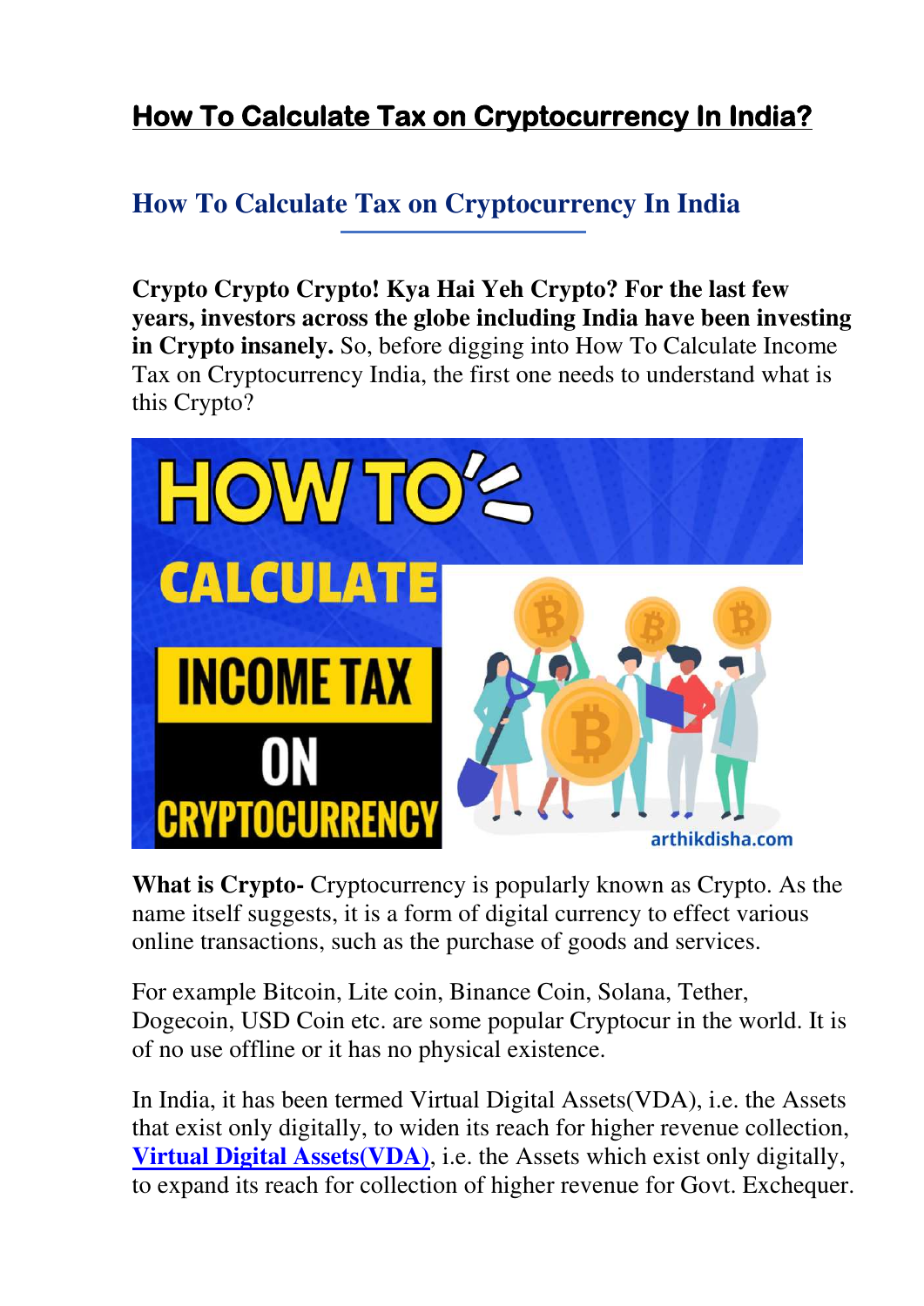# How To Calculate Tax on Cryptocurrency In India?

## How To Calculate Tax on Cryptocurrency In India

**Crypto Crypto Crypto! Kya Hai Yeh Crypto? For the last few years, investors across the globe including India have been investing in Crypto insanely.** So, before digging into How To Calculate Income Tax on Cryptocurrency India, the first one needs to understand what is this Crypto?

**What is Crypto-** Cryptocurrency is popularly known as Crypto. As the name itself suggests, it is a form of digital currency to effect various online transactions, such as the purchase of goods and services.

For example Bitcoin, Lite coin, Binance Coin, Solana, Tether, Dogecoin, USD Coin etc. are some popular Cryptocur in the world. It is of no use offline or it has no physical existence.

In India, it has been termed Virtual Digital Assets(VDA), i.e. the Assets that exist only digitally, to widen its reach for higher revenue collection, **Virtual Digital Assets(VDA)**, i.e. the Assets which exist only digitally, to expand its reach for collection of higher revenue for Govt. Exchequer.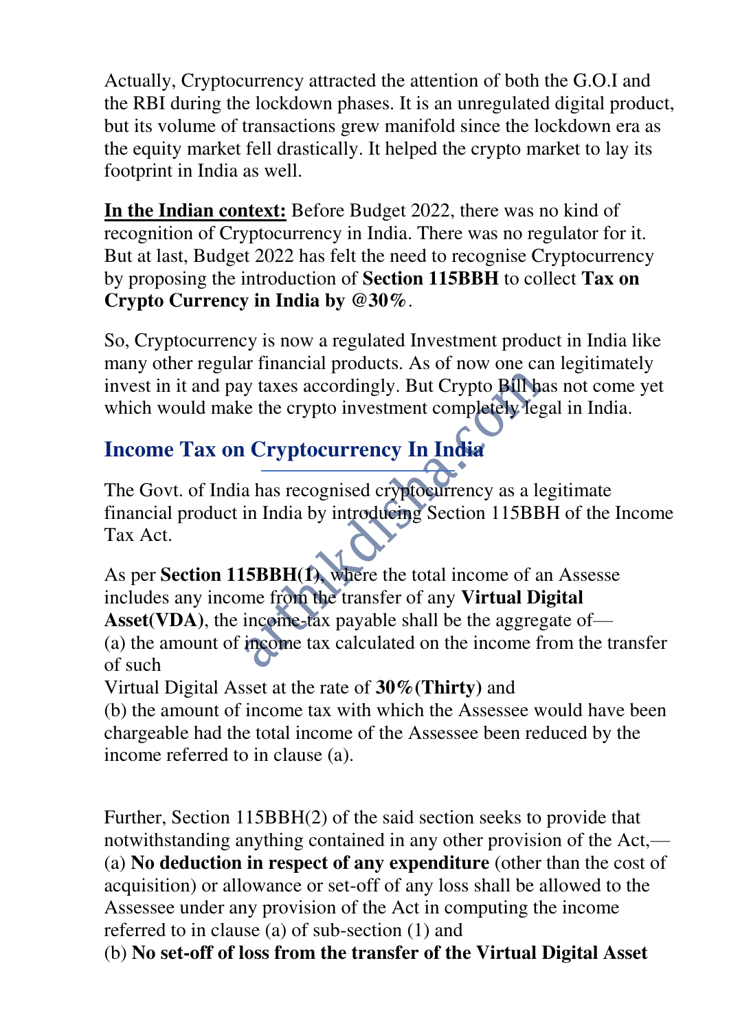Actually, Cryptocurrency attracted the attention of both the G.O.I and the RBI during the lockdown phases. It is an unregulated digital product, but its volume of transactions grew manifold since the lockdown era as the equity market fell drastically. It helped the crypto market to lay its footprint in India as well.

**In the Indian context:** Before Budget 2022, there was no kind of recognition of Cryptocurrency in India. There was no regulator for it. But at last, Budget 2022 has felt the need to recognise Cryptocurrency by proposing the introduction of **Section 115BBH** to collect **Tax on Crypto Currency in India by @30%**.

So, Cryptocurrency is now a regulated Investment product in India like many other regular financial products. As of now one can legitimately invest in it and pay taxes accordingly. But Crypto Bill has not come yet which would make the crypto investment completely legal in India.

## Income Tax on Cryptocurrency In India

The Govt. of India has recognised cryptocurrency as a legitimate financial product in India by introducing Section 115BBH of the Income Tax Act.

As per **Section 115BBH(1)**, where the total income of an Assesse includes any income from the transfer of any **Virtual Digital Asset(VDA)**, the income-tax payable shall be the aggregate of—
(a) the amount of income tax calculated on the income from the transfer of such
Virtual Digital Asset at the rate of **30%(Thirty)** and
(b) the amount of income tax with which the Assessee would have been chargeable had the total income of the Assessee been reduced by the income referred to in clause (a).

Further, Section 115BBH(2) of the said section seeks to provide that notwithstanding anything contained in any other provision of the Act,—
(a) **No deduction in respect of any expenditure** (other than the cost of acquisition) or allowance or set-off of any loss shall be allowed to the Assessee under any provision of the Act in computing the income referred to in clause (a) of sub-section (1) and
(b) **No set-off of loss from the transfer of the Virtual Digital Asset**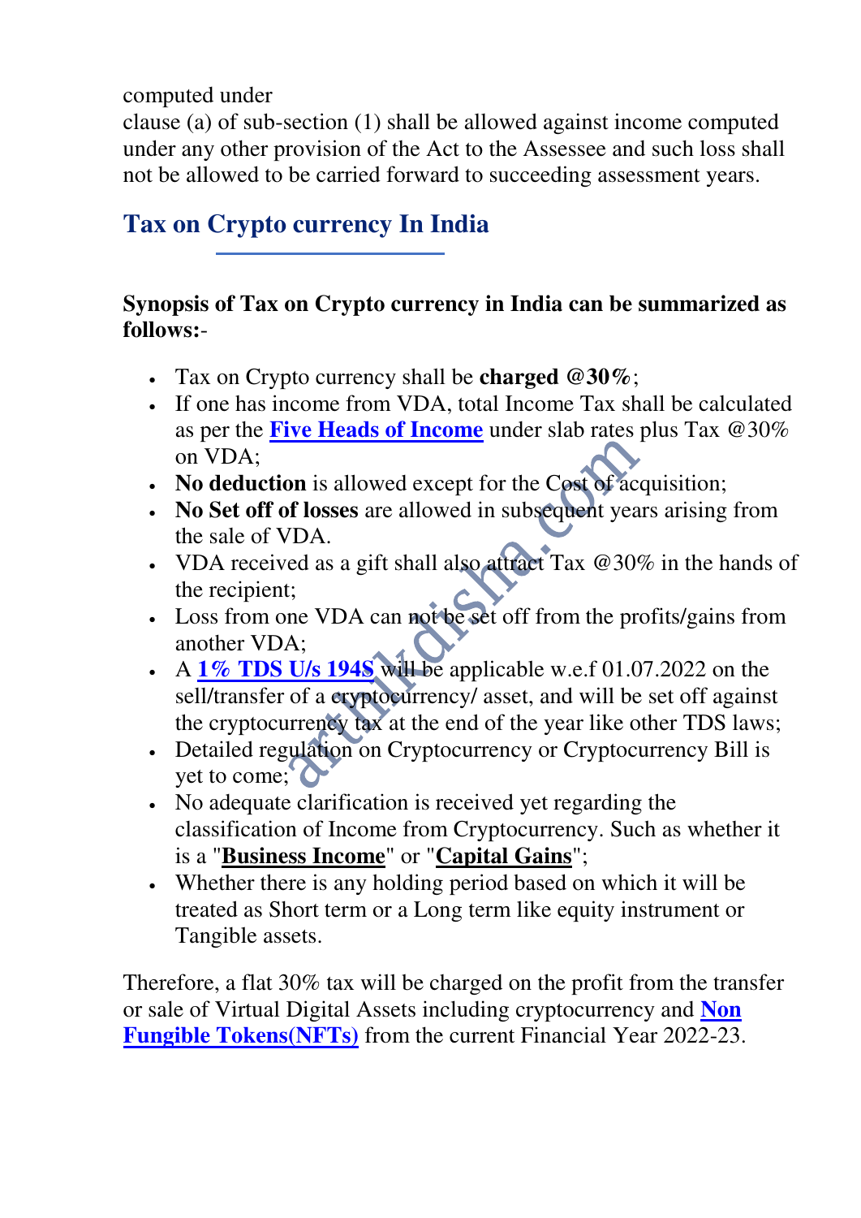computed under
clause (a) of sub-section (1) shall be allowed against income computed under any other provision of the Act to the Assessee and such loss shall not be allowed to be carried forward to succeeding assessment years.

## Tax on Crypto currency In India

**Synopsis of Tax on Crypto currency in India can be summarized as follows:**-

- Tax on Crypto currency shall be **charged @30%**;
- If one has income from VDA, total Income Tax shall be calculated as per the **Five Heads of Income** under slab rates plus Tax @30% on VDA;
- **No deduction** is allowed except for the Cost of acquisition;
- **No Set off of losses** are allowed in subsequent years arising from the sale of VDA.
- VDA received as a gift shall also attract Tax @30% in the hands of the recipient;
- Loss from one VDA can not be set off from the profits/gains from another VDA;
- A **1% TDS U/s 194S** will be applicable w.e.f 01.07.2022 on the sell/transfer of a cryptocurrency/ asset, and will be set off against the cryptocurrency tax at the end of the year like other TDS laws;
- Detailed regulation on Cryptocurrency or Cryptocurrency Bill is yet to come;
- No adequate clarification is received yet regarding the classification of Income from Cryptocurrency. Such as whether it is a "**Business Income**" or "**Capital Gains**";
- Whether there is any holding period based on which it will be treated as Short term or a Long term like equity instrument or Tangible assets.

Therefore, a flat 30% tax will be charged on the profit from the transfer or sale of Virtual Digital Assets including cryptocurrency and **Non Fungible Tokens(NFTs)** from the current Financial Year 2022-23.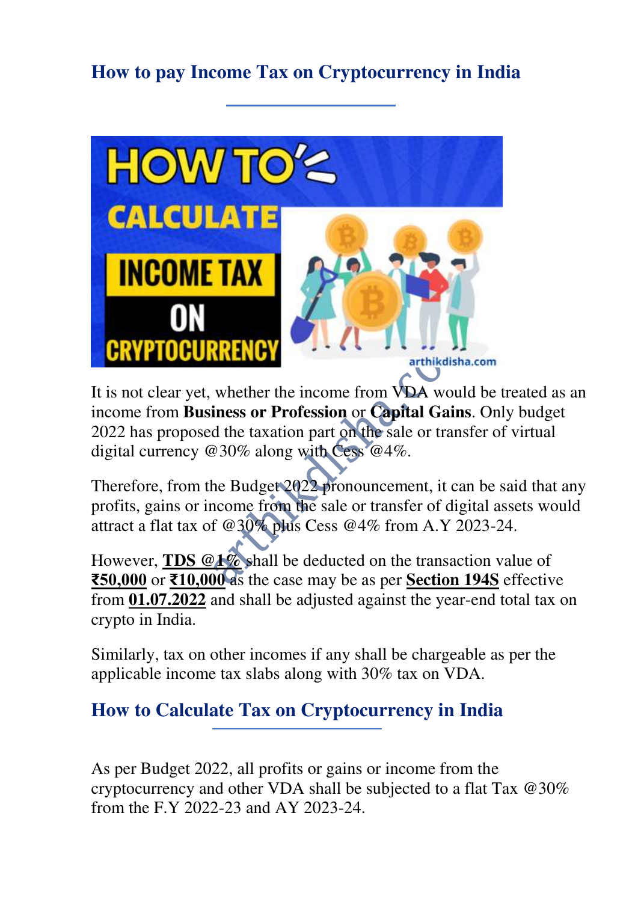## How to pay Income Tax on Cryptocurrency in India

It is not clear yet, whether the income from VDA would be treated as an income from **Business or Profession** or **Capital Gains**. Only budget 2022 has proposed the taxation part on the sale or transfer of virtual digital currency @30% along with Cess @4%.

Therefore, from the Budget 2022 pronouncement, it can be said that any profits, gains or income from the sale or transfer of digital assets would attract a flat tax of @30% plus Cess @4% from A.Y 2023-24.

However, **TDS @1%** shall be deducted on the transaction value of **₹50,000** or **₹10,000** as the case may be as per **Section 194S** effective from **01.07.2022** and shall be adjusted against the year-end total tax on crypto in India.

Similarly, tax on other incomes if any shall be chargeable as per the applicable income tax slabs along with 30% tax on VDA.

## How to Calculate Tax on Cryptocurrency in India

As per Budget 2022, all profits or gains or income from the cryptocurrency and other VDA shall be subjected to a flat Tax @30% from the F.Y 2022-23 and AY 2023-24.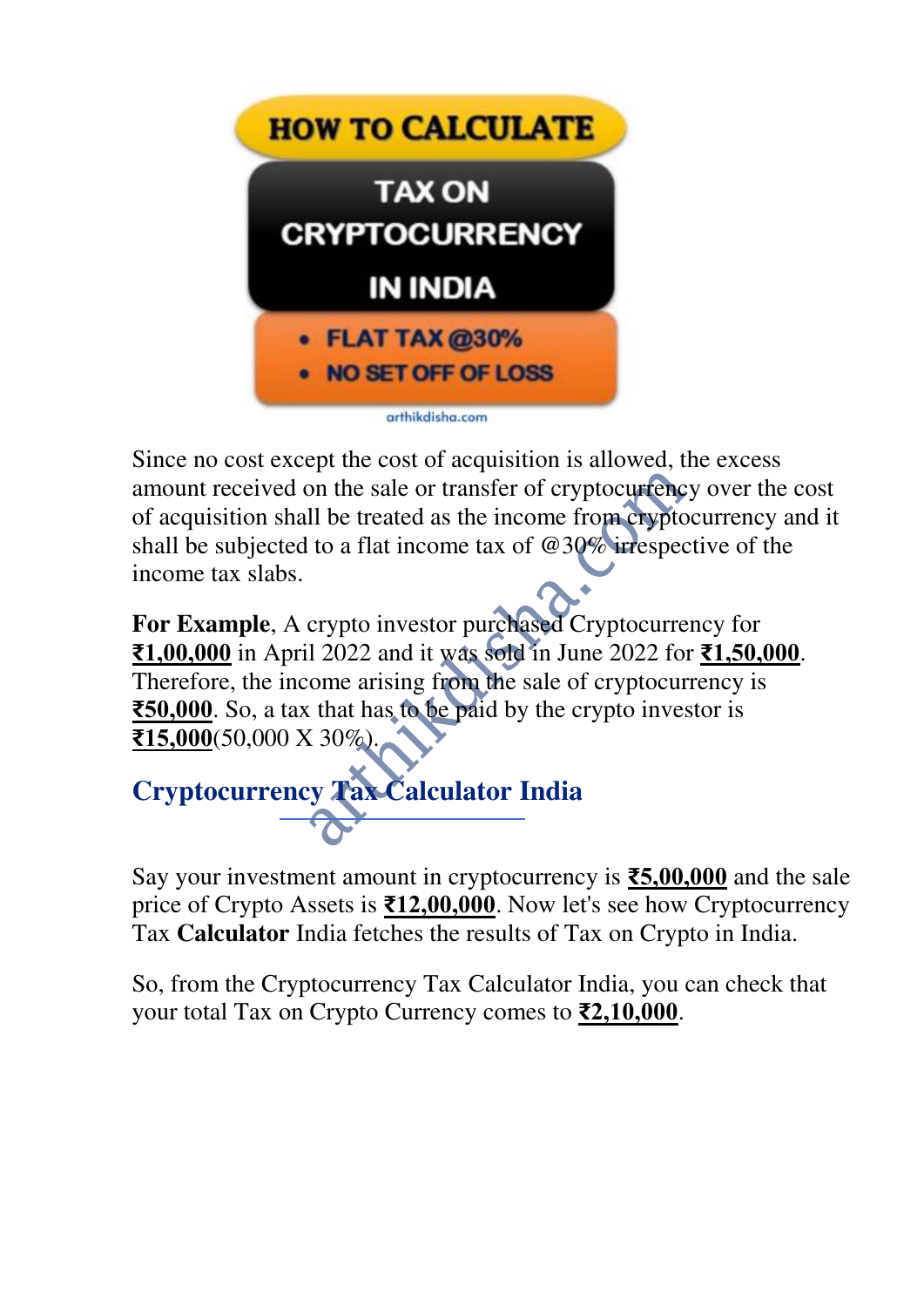HOW TO CALCULATE

TAX ON CRYPTOCURRENCY IN INDIA

- FLAT TAX @30%
- NO SET OFF OF LOSS

arthikdisha.com

Since no cost except the cost of acquisition is allowed, the excess amount received on the sale or transfer of cryptocurrency over the cost of acquisition shall be treated as the income from cryptocurrency and it shall be subjected to a flat income tax of @30% irrespective of the income tax slabs.

**For Example**, A crypto investor purchased Cryptocurrency for **₹1,00,000** in April 2022 and it was sold in June 2022 for **₹1,50,000**. Therefore, the income arising from the sale of cryptocurrency is **₹50,000**. So, a tax that has to be paid by the crypto investor is **₹15,000**(50,000 X 30%).

## Cryptocurrency Tax Calculator India

Say your investment amount in cryptocurrency is **₹5,00,000** and the sale price of Crypto Assets is **₹12,00,000**. Now let's see how Cryptocurrency Tax **Calculator** India fetches the results of Tax on Crypto in India.

So, from the Cryptocurrency Tax Calculator India, you can check that your total Tax on Crypto Currency comes to **₹2,10,000**.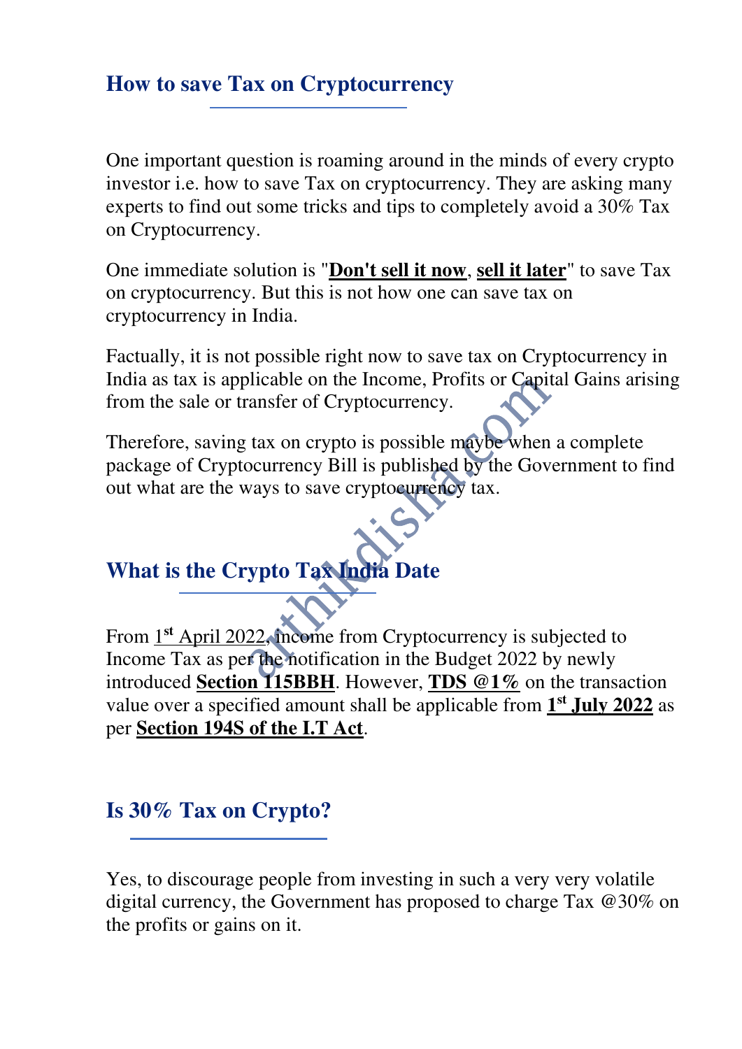## How to save Tax on Cryptocurrency

One important question is roaming around in the minds of every crypto investor i.e. how to save Tax on cryptocurrency. They are asking many experts to find out some tricks and tips to completely avoid a 30% Tax on Cryptocurrency.

One immediate solution is "**Don't sell it now**, **sell it later**" to save Tax on cryptocurrency. But this is not how one can save tax on cryptocurrency in India.

Factually, it is not possible right now to save tax on Cryptocurrency in India as tax is applicable on the Income, Profits or Capital Gains arising from the sale or transfer of Cryptocurrency.

Therefore, saving tax on crypto is possible maybe when a complete package of Cryptocurrency Bill is published by the Government to find out what are the ways to save cryptocurrency tax.

## What is the Crypto Tax India Date

From 1st April 2022, income from Cryptocurrency is subjected to Income Tax as per the notification in the Budget 2022 by newly introduced **Section 115BBH**. However, **TDS @1%** on the transaction value over a specified amount shall be applicable from **1st July 2022** as per **Section 194S of the I.T Act**.

## Is 30% Tax on Crypto?

Yes, to discourage people from investing in such a very very volatile digital currency, the Government has proposed to charge Tax @30% on the profits or gains on it.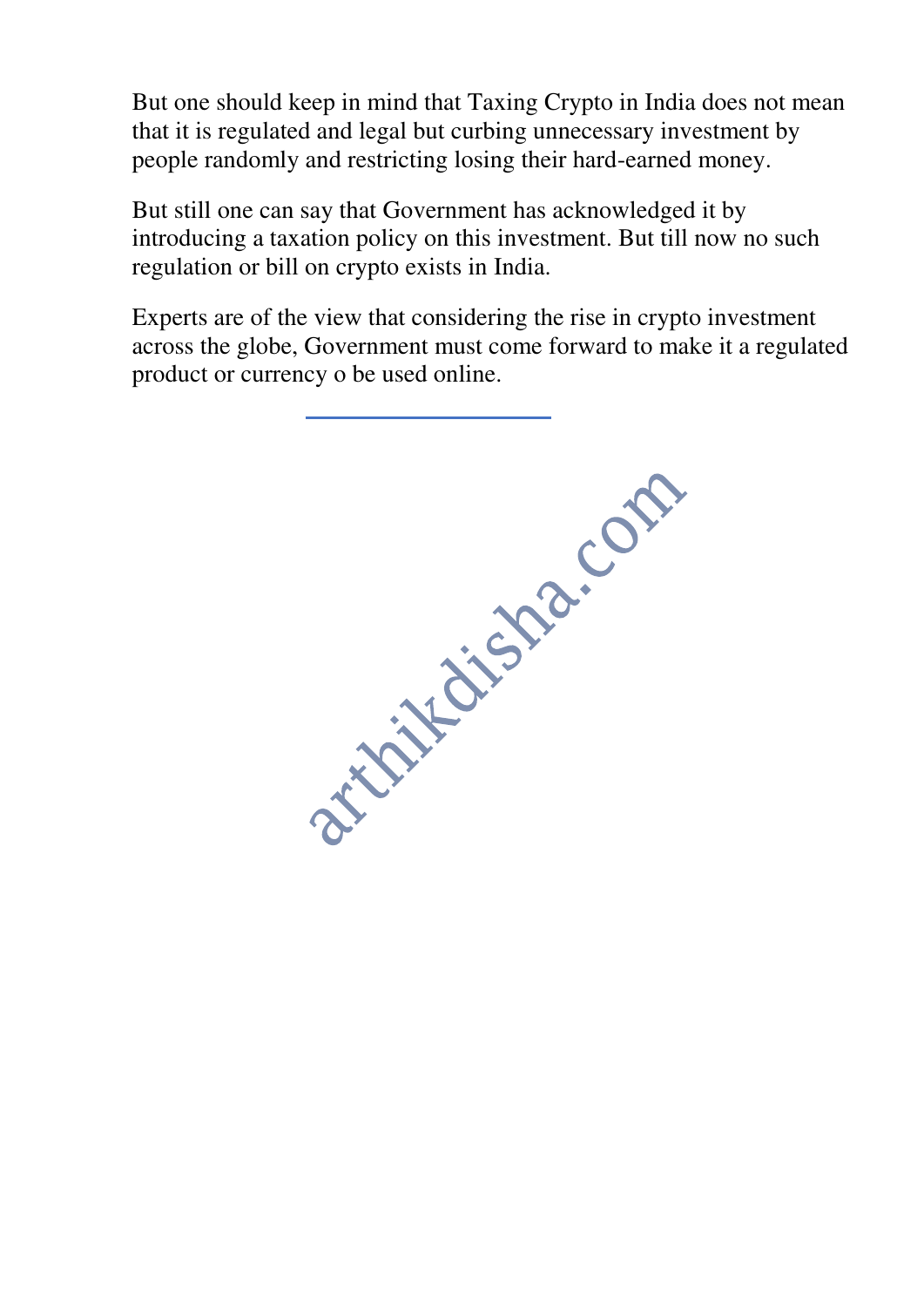But one should keep in mind that Taxing Crypto in India does not mean that it is regulated and legal but curbing unnecessary investment by people randomly and restricting losing their hard-earned money.

But still one can say that Government has acknowledged it by introducing a taxation policy on this investment. But till now no such regulation or bill on crypto exists in India.

Experts are of the view that considering the rise in crypto investment across the globe, Government must come forward to make it a regulated product or currency o be used online.

---